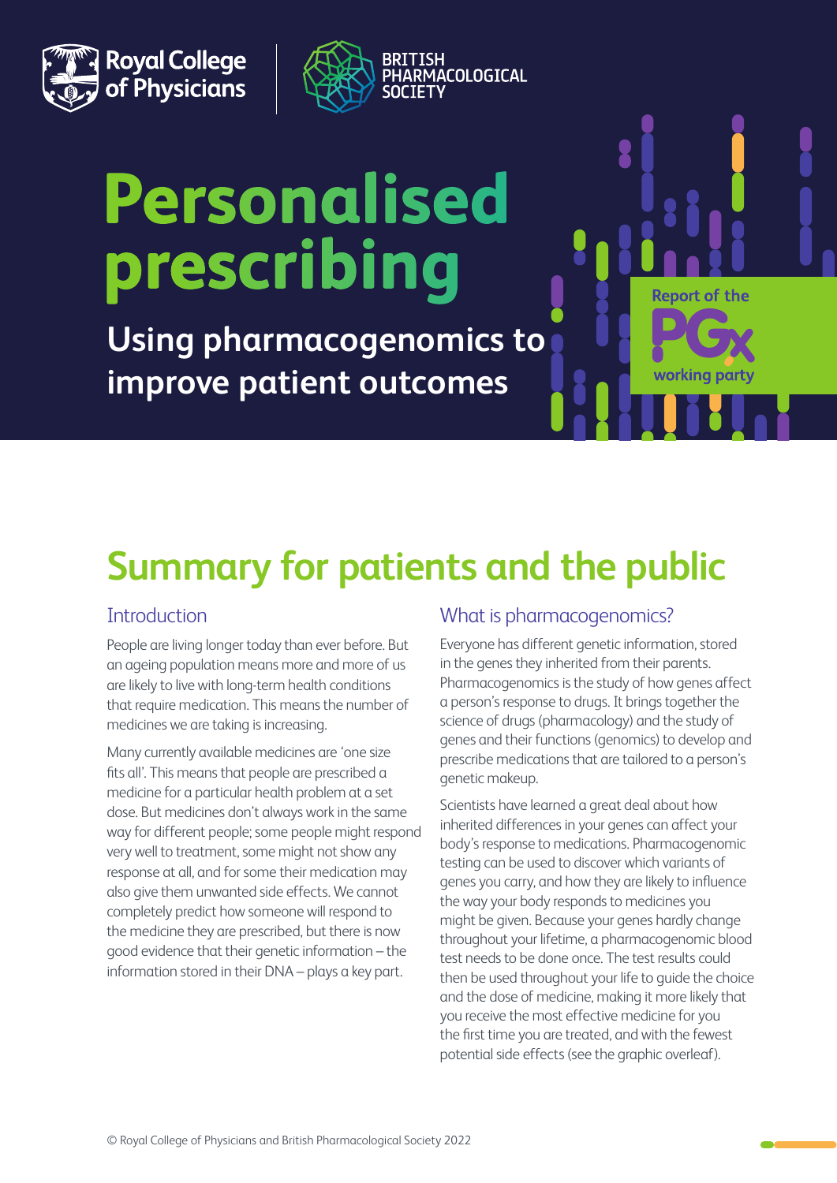Royal College of Physicians

BRITISH PHARMACOLOGICAL SOCIETY

# Personalised prescribing

## Using pharmacogenomics to improve patient outcomes

Report of the PGx working party

# Summary for patients and the public

### Introduction

People are living longer today than ever before. But an ageing population means more and more of us are likely to live with long-term health conditions that require medication. This means the number of medicines we are taking is increasing.

Many currently available medicines are 'one size fits all'. This means that people are prescribed a medicine for a particular health problem at a set dose. But medicines don't always work in the same way for different people; some people might respond very well to treatment, some might not show any response at all, and for some their medication may also give them unwanted side effects. We cannot completely predict how someone will respond to the medicine they are prescribed, but there is now good evidence that their genetic information – the information stored in their DNA – plays a key part.

### What is pharmacogenomics?

Everyone has different genetic information, stored in the genes they inherited from their parents. Pharmacogenomics is the study of how genes affect a person's response to drugs. It brings together the science of drugs (pharmacology) and the study of genes and their functions (genomics) to develop and prescribe medications that are tailored to a person's genetic makeup.

Scientists have learned a great deal about how inherited differences in your genes can affect your body's response to medications. Pharmacogenomic testing can be used to discover which variants of genes you carry, and how they are likely to influence the way your body responds to medicines you might be given. Because your genes hardly change throughout your lifetime, a pharmacogenomic blood test needs to be done once. The test results could then be used throughout your life to guide the choice and the dose of medicine, making it more likely that you receive the most effective medicine for you the first time you are treated, and with the fewest potential side effects (see the graphic overleaf).

© Royal College of Physicians and British Pharmacological Society 2022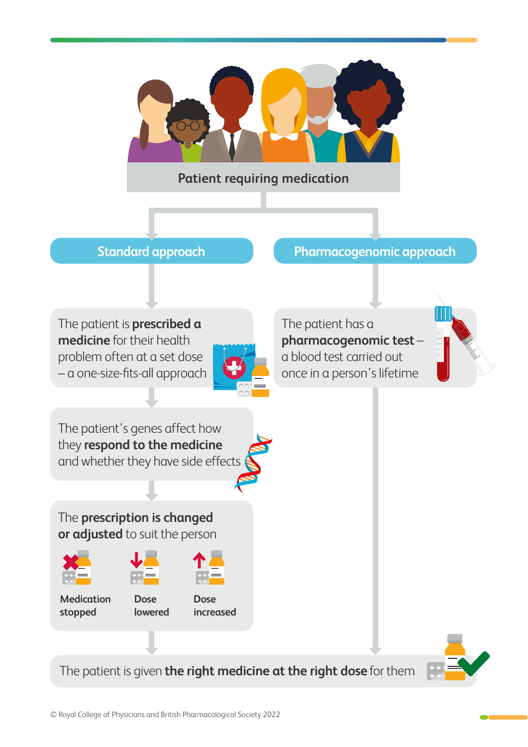**Patient requiring medication**

## Standard approach

The patient is **prescribed a medicine** for their health problem often at a set dose – a one-size-fits-all approach

The patient's genes affect how they **respond to the medicine** and whether they have side effects

The **prescription is changed or adjusted** to suit the person

- **Medication stopped**
- **Dose lowered**
- **Dose increased**

## Pharmacogenomic approach

The patient has a **pharmacogenomic test** – a blood test carried out once in a person's lifetime

The patient is given **the right medicine at the right dose** for them

© Royal College of Physicians and British Pharmacological Society 2022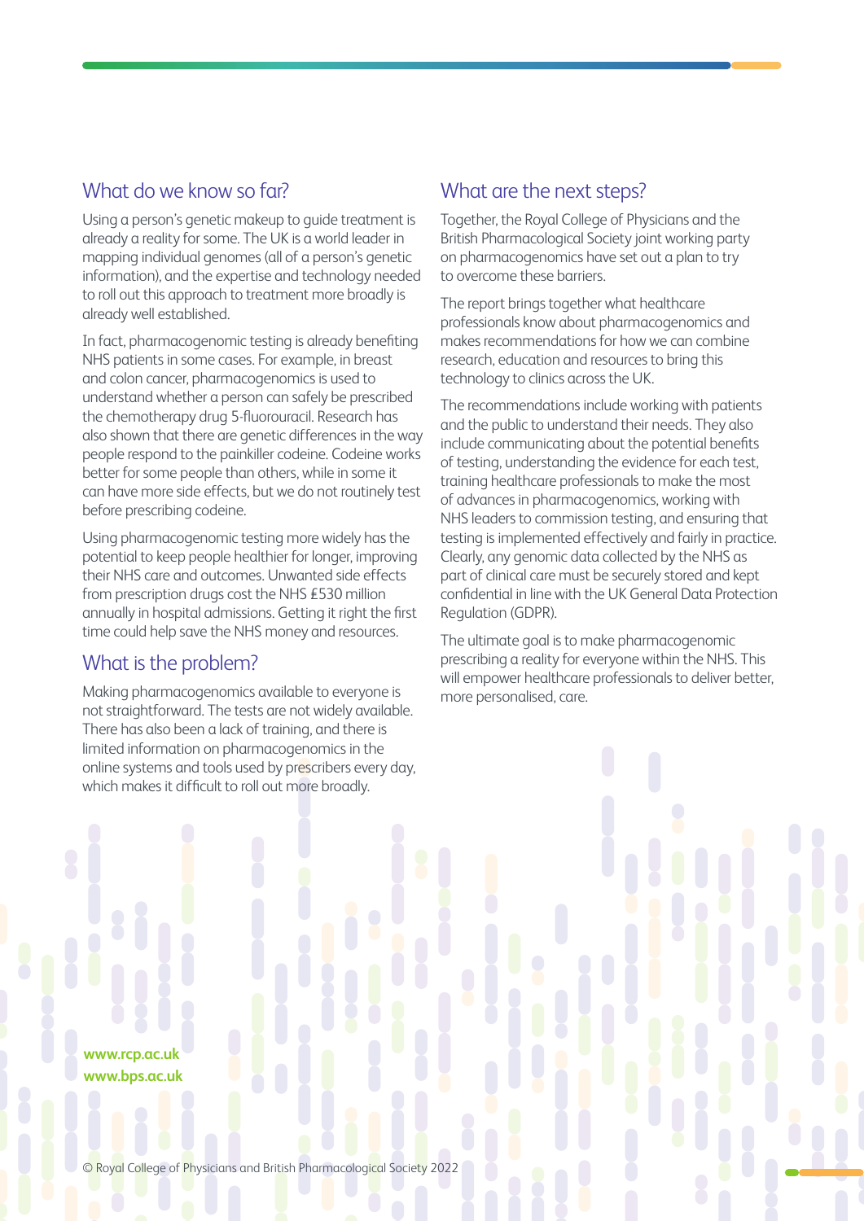## What do we know so far?

Using a person's genetic makeup to guide treatment is already a reality for some. The UK is a world leader in mapping individual genomes (all of a person's genetic information), and the expertise and technology needed to roll out this approach to treatment more broadly is already well established.

In fact, pharmacogenomic testing is already benefiting NHS patients in some cases. For example, in breast and colon cancer, pharmacogenomics is used to understand whether a person can safely be prescribed the chemotherapy drug 5-fluorouracil. Research has also shown that there are genetic differences in the way people respond to the painkiller codeine. Codeine works better for some people than others, while in some it can have more side effects, but we do not routinely test before prescribing codeine.

Using pharmacogenomic testing more widely has the potential to keep people healthier for longer, improving their NHS care and outcomes. Unwanted side effects from prescription drugs cost the NHS £530 million annually in hospital admissions. Getting it right the first time could help save the NHS money and resources.

## What is the problem?

Making pharmacogenomics available to everyone is not straightforward. The tests are not widely available. There has also been a lack of training, and there is limited information on pharmacogenomics in the online systems and tools used by prescribers every day, which makes it difficult to roll out more broadly.

## What are the next steps?

Together, the Royal College of Physicians and the British Pharmacological Society joint working party on pharmacogenomics have set out a plan to try to overcome these barriers.

The report brings together what healthcare professionals know about pharmacogenomics and makes recommendations for how we can combine research, education and resources to bring this technology to clinics across the UK.

The recommendations include working with patients and the public to understand their needs. They also include communicating about the potential benefits of testing, understanding the evidence for each test, training healthcare professionals to make the most of advances in pharmacogenomics, working with NHS leaders to commission testing, and ensuring that testing is implemented effectively and fairly in practice. Clearly, any genomic data collected by the NHS as part of clinical care must be securely stored and kept confidential in line with the UK General Data Protection Regulation (GDPR).

The ultimate goal is to make pharmacogenomic prescribing a reality for everyone within the NHS. This will empower healthcare professionals to deliver better, more personalised, care.

**www.rcp.ac.uk**
**www.bps.ac.uk**

© Royal College of Physicians and British Pharmacological Society 2022